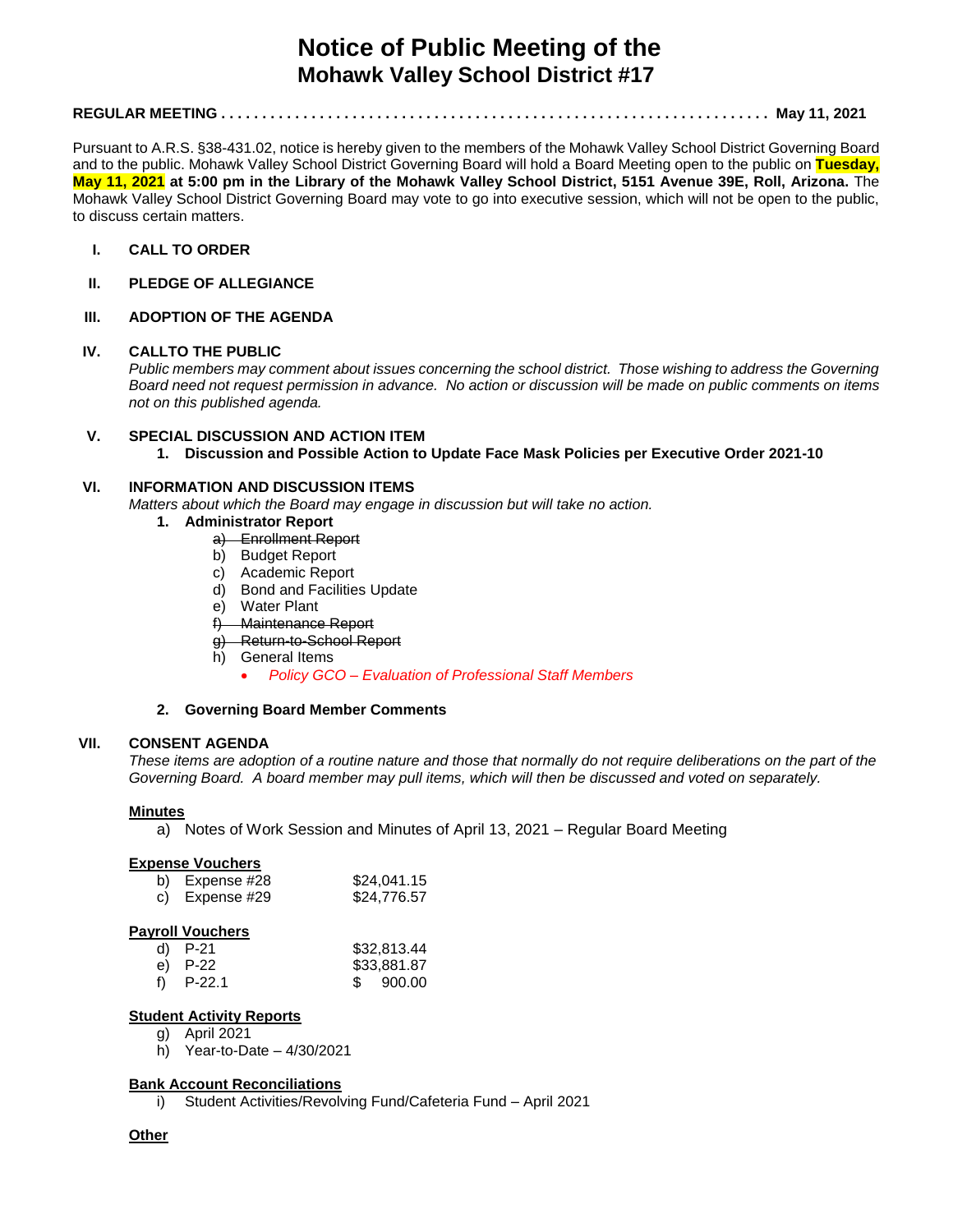# Notice of Public Meeting of the
## Mohawk Valley School District #17

**REGULAR MEETING . . . . . . . . . . . . . . . . . . . . . . . . . . . . . . . . . . . . . . . . . . . . . . . . . . . . . . . . . . . . . . . . . . . May 11, 2021**

Pursuant to A.R.S. §38-431.02, notice is hereby given to the members of the Mohawk Valley School District Governing Board and to the public. Mohawk Valley School District Governing Board will hold a Board Meeting open to the public on **Tuesday, May 11, 2021 at 5:00 pm in the Library of the Mohawk Valley School District, 5151 Avenue 39E, Roll, Arizona.** The Mohawk Valley School District Governing Board may vote to go into executive session, which will not be open to the public, to discuss certain matters.

**I. CALL TO ORDER**

**II. PLEDGE OF ALLEGIANCE**

**III. ADOPTION OF THE AGENDA**

**IV. CALLTO THE PUBLIC**

*Public members may comment about issues concerning the school district. Those wishing to address the Governing Board need not request permission in advance. No action or discussion will be made on public comments on items not on this published agenda.*

**V. SPECIAL DISCUSSION AND ACTION ITEM**

1. **Discussion and Possible Action to Update Face Mask Policies per Executive Order 2021-10**

**VI. INFORMATION AND DISCUSSION ITEMS**

*Matters about which the Board may engage in discussion but will take no action.*

1. **Administrator Report**
   - a) ~~Enrollment Report~~
   - b) Budget Report
   - c) Academic Report
   - d) Bond and Facilities Update
   - e) Water Plant
   - f) ~~Maintenance Report~~
   - g) ~~Return-to-School Report~~
   - h) General Items
     - *Policy GCO – Evaluation of Professional Staff Members*

2. **Governing Board Member Comments**

**VII. CONSENT AGENDA**

*These items are adoption of a routine nature and those that normally do not require deliberations on the part of the Governing Board. A board member may pull items, which will then be discussed and voted on separately.*

**Minutes**

a) Notes of Work Session and Minutes of April 13, 2021 – Regular Board Meeting

**Expense Vouchers**

b) Expense #28 $24,041.15
c) Expense #29 $24,776.57

**Payroll Vouchers**

d) P-21 $32,813.44
e) P-22 $33,881.87
f) P-22.1 $ 900.00

**Student Activity Reports**

g) April 2021
h) Year-to-Date – 4/30/2021

**Bank Account Reconciliations**

i) Student Activities/Revolving Fund/Cafeteria Fund – April 2021

**Other**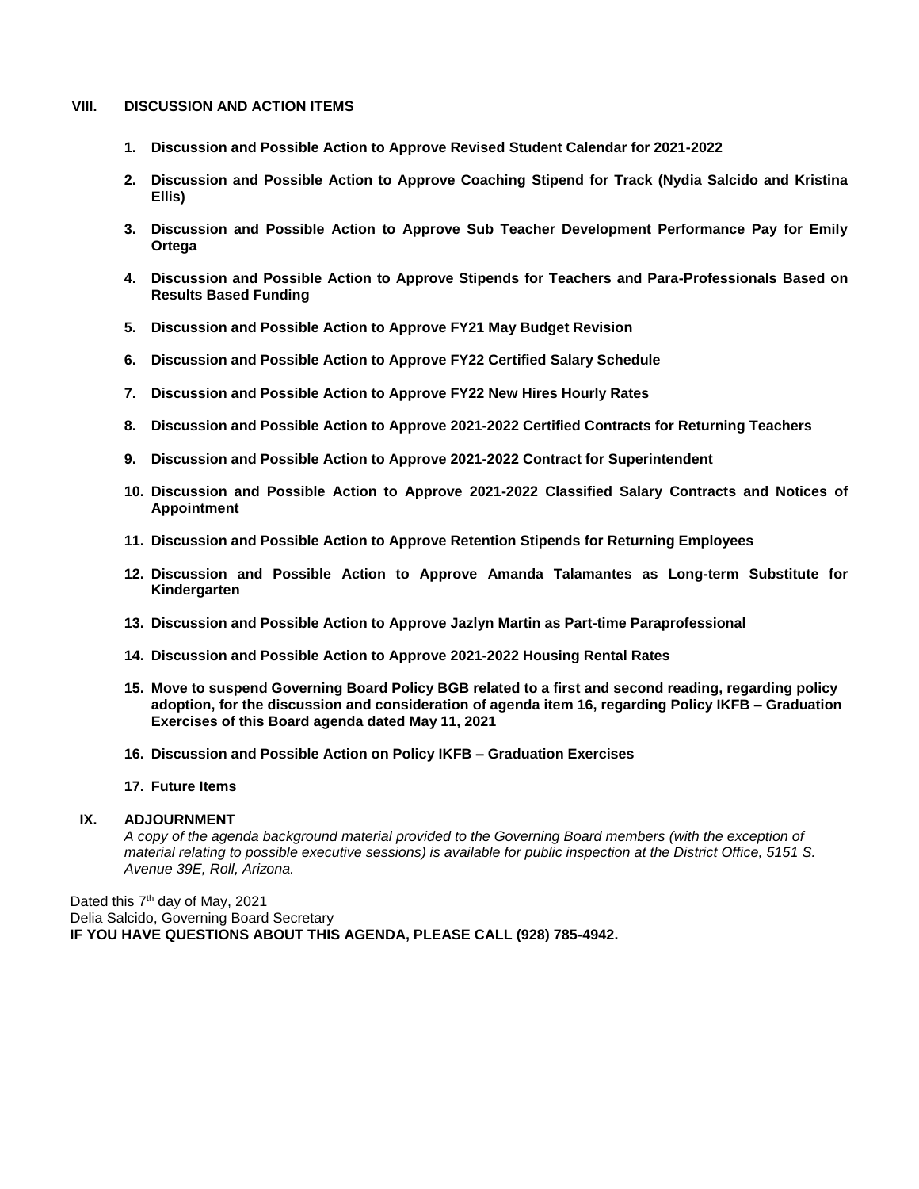## VIII. DISCUSSION AND ACTION ITEMS

1. **Discussion and Possible Action to Approve Revised Student Calendar for 2021-2022**

2. **Discussion and Possible Action to Approve Coaching Stipend for Track (Nydia Salcido and Kristina Ellis)**

3. **Discussion and Possible Action to Approve Sub Teacher Development Performance Pay for Emily Ortega**

4. **Discussion and Possible Action to Approve Stipends for Teachers and Para-Professionals Based on Results Based Funding**

5. **Discussion and Possible Action to Approve FY21 May Budget Revision**

6. **Discussion and Possible Action to Approve FY22 Certified Salary Schedule**

7. **Discussion and Possible Action to Approve FY22 New Hires Hourly Rates**

8. **Discussion and Possible Action to Approve 2021-2022 Certified Contracts for Returning Teachers**

9. **Discussion and Possible Action to Approve 2021-2022 Contract for Superintendent**

10. **Discussion and Possible Action to Approve 2021-2022 Classified Salary Contracts and Notices of Appointment**

11. **Discussion and Possible Action to Approve Retention Stipends for Returning Employees**

12. **Discussion and Possible Action to Approve Amanda Talamantes as Long-term Substitute for Kindergarten**

13. **Discussion and Possible Action to Approve Jazlyn Martin as Part-time Paraprofessional**

14. **Discussion and Possible Action to Approve 2021-2022 Housing Rental Rates**

15. **Move to suspend Governing Board Policy BGB related to a first and second reading, regarding policy adoption, for the discussion and consideration of agenda item 16, regarding Policy IKFB – Graduation Exercises of this Board agenda dated May 11, 2021**

16. **Discussion and Possible Action on Policy IKFB – Graduation Exercises**

17. **Future Items**

## IX. ADJOURNMENT

*A copy of the agenda background material provided to the Governing Board members (with the exception of material relating to possible executive sessions) is available for public inspection at the District Office, 5151 S. Avenue 39E, Roll, Arizona.*

Dated this 7th day of May, 2021
Delia Salcido, Governing Board Secretary
**IF YOU HAVE QUESTIONS ABOUT THIS AGENDA, PLEASE CALL (928) 785-4942.**